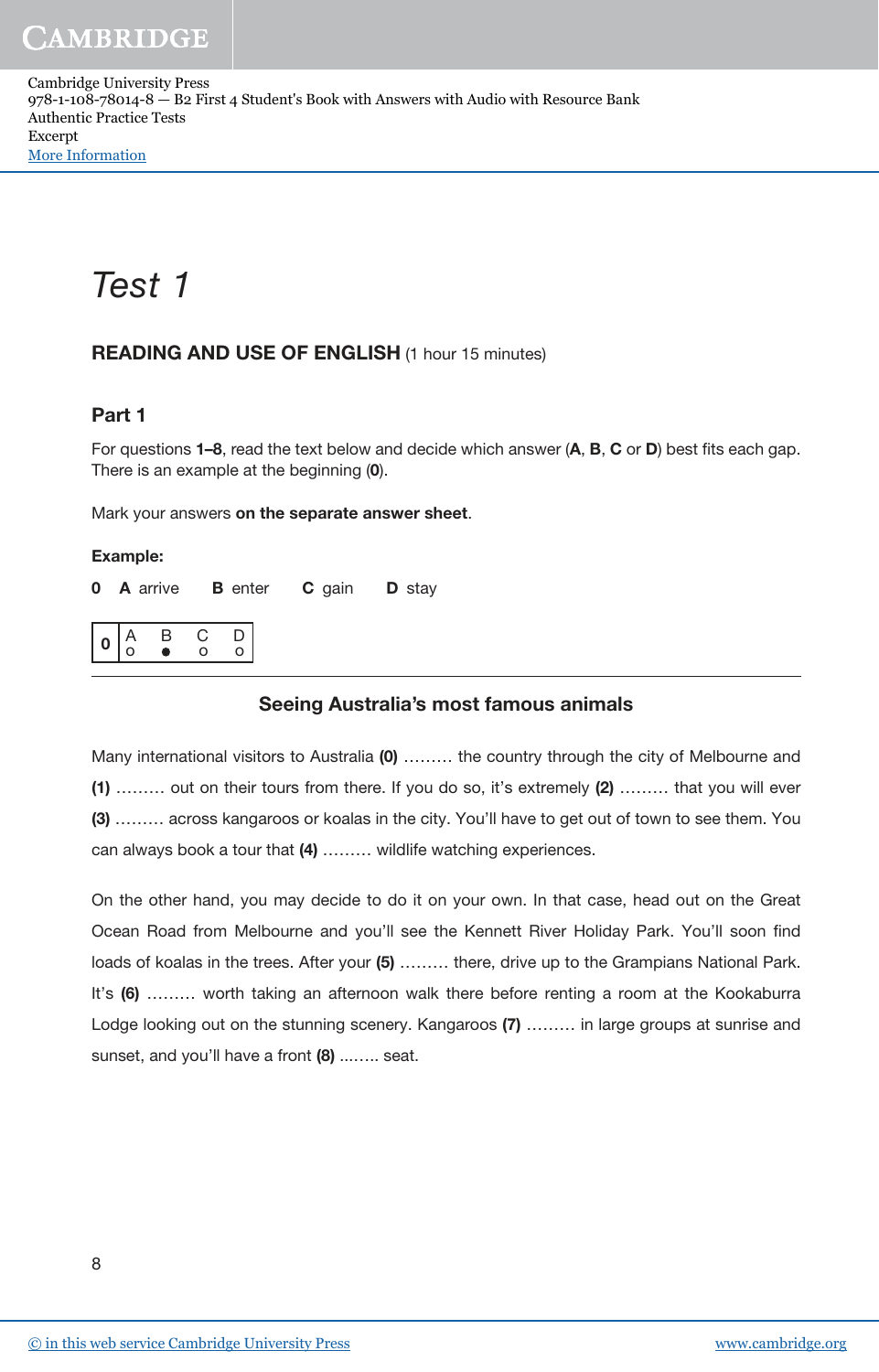Cambridge University Press
978-1-108-78014-8 — B2 First 4 Student's Book with Answers with Audio with Resource Bank
Authentic Practice Tests
Excerpt
More Information

# *Test 1*

## READING AND USE OF ENGLISH (1 hour 15 minutes)

### Part 1

For questions **1–8**, read the text below and decide which answer (**A**, **B**, **C** or **D**) best fits each gap. There is an example at the beginning (**0**).

Mark your answers **on the separate answer sheet**.

**Example:**

**0** **A** arrive **B** enter **C** gain **D** stay

| 0 | A | B | C | D |
|---|---|---|---|---|
| | o | ● | o | o |

---

### Seeing Australia's most famous animals

Many international visitors to Australia **(0)** ……… the country through the city of Melbourne and **(1)** ……… out on their tours from there. If you do so, it's extremely **(2)** ……… that you will ever **(3)** ……… across kangaroos or koalas in the city. You'll have to get out of town to see them. You can always book a tour that **(4)** ……… wildlife watching experiences.

On the other hand, you may decide to do it on your own. In that case, head out on the Great Ocean Road from Melbourne and you'll see the Kennett River Holiday Park. You'll soon find loads of koalas in the trees. After your **(5)** ……… there, drive up to the Grampians National Park. It's **(6)** ……… worth taking an afternoon walk there before renting a room at the Kookaburra Lodge looking out on the stunning scenery. Kangaroos **(7)** ……… in large groups at sunrise and sunset, and you'll have a front **(8)** ........ seat.

© in this web service Cambridge University Press www.cambridge.org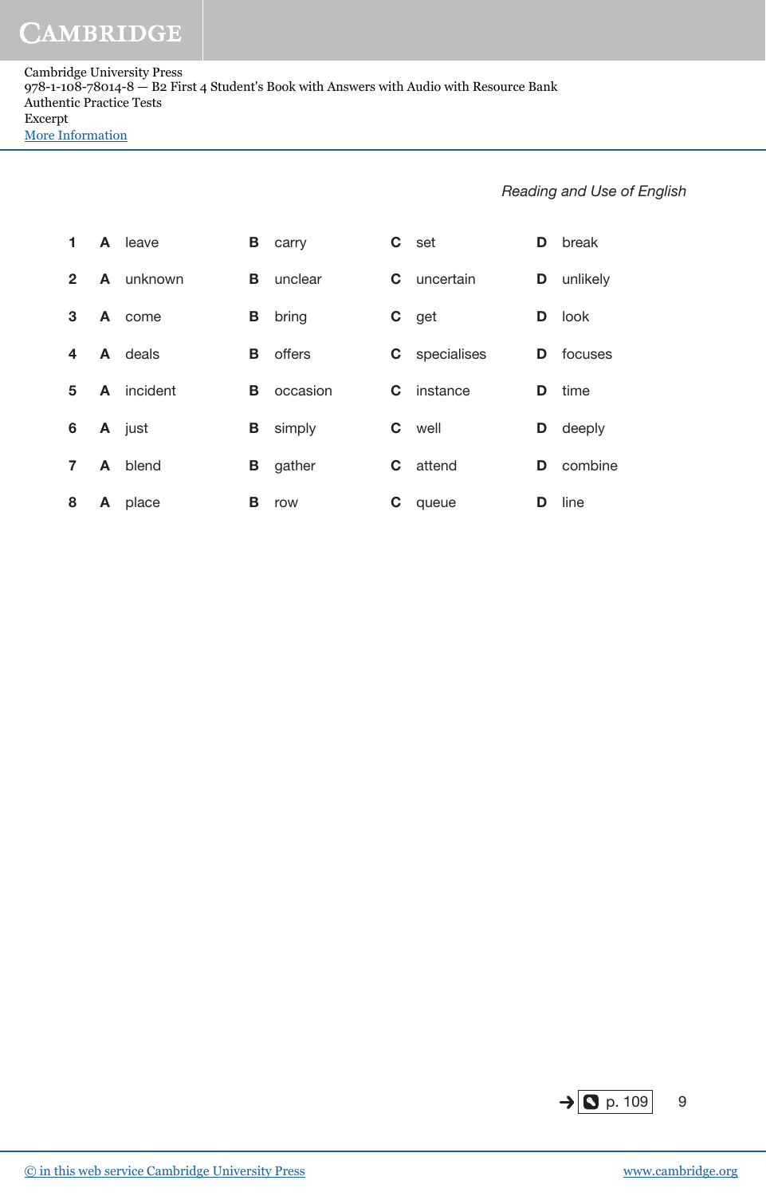| | A | | B | | C | | D | |
|---|---|---|---|---|---|---|---|---|
| **1** | **A** | leave | **B** | carry | **C** | set | **D** | break |
| **2** | **A** | unknown | **B** | unclear | **C** | uncertain | **D** | unlikely |
| **3** | **A** | come | **B** | bring | **C** | get | **D** | look |
| **4** | **A** | deals | **B** | offers | **C** | specialises | **D** | focuses |
| **5** | **A** | incident | **B** | occasion | **C** | instance | **D** | time |
| **6** | **A** | just | **B** | simply | **C** | well | **D** | deeply |
| **7** | **A** | blend | **B** | gather | **C** | attend | **D** | combine |
| **8** | **A** | place | **B** | row | **C** | queue | **D** | line |

→ p. 109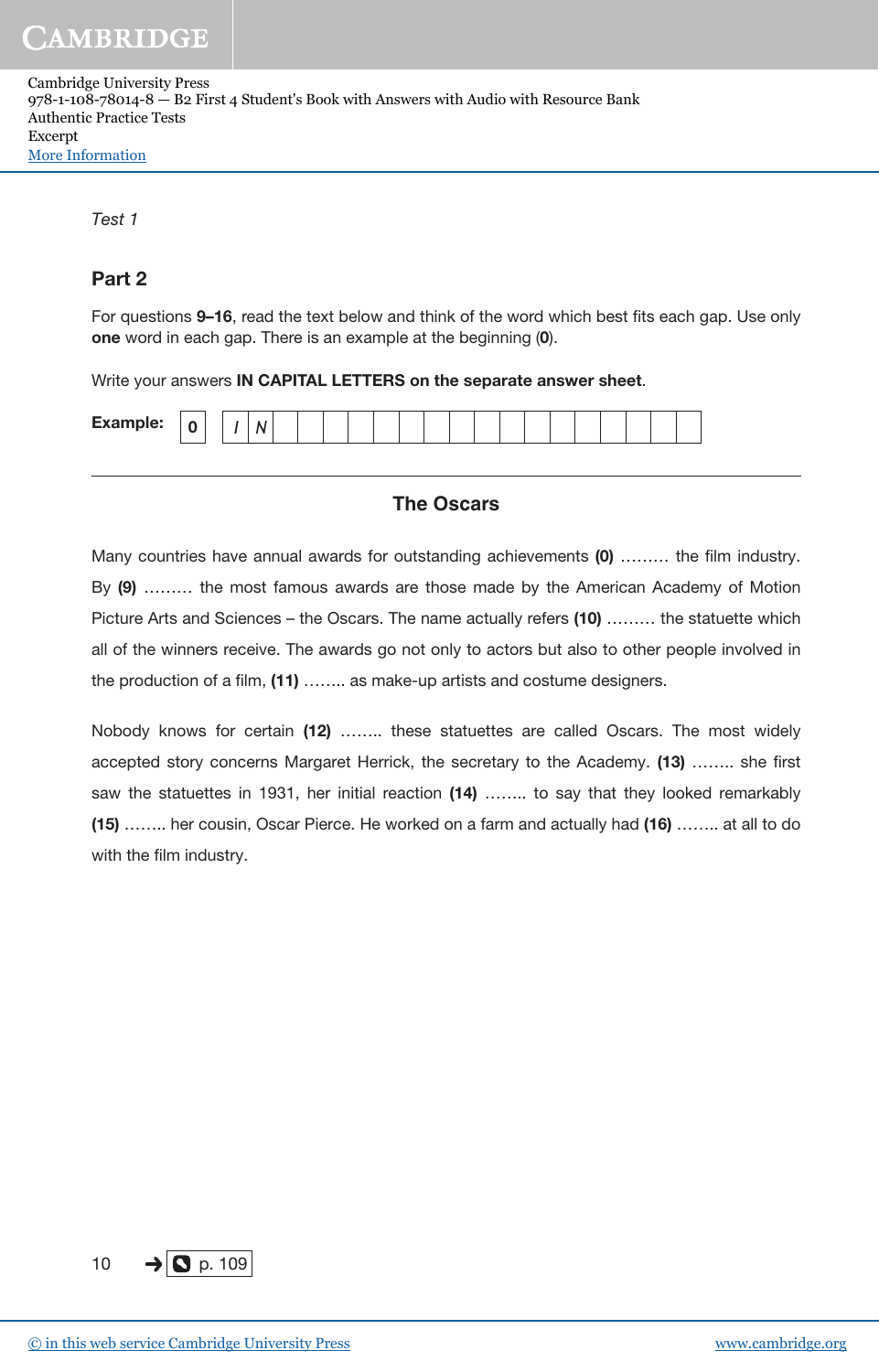*Test 1*

## Part 2

For questions **9–16**, read the text below and think of the word which best fits each gap. Use only **one** word in each gap. There is an example at the beginning (**0**).

Write your answers **IN CAPITAL LETTERS on the separate answer sheet**.

**Example:** | 0 | *I N* |

---

### The Oscars

Many countries have annual awards for outstanding achievements **(0)** ……… the film industry. By **(9)** ……… the most famous awards are those made by the American Academy of Motion Picture Arts and Sciences – the Oscars. The name actually refers **(10)** ……… the statuette which all of the winners receive. The awards go not only to actors but also to other people involved in the production of a film, **(11)** …….. as make-up artists and costume designers.

Nobody knows for certain **(12)** …….. these statuettes are called Oscars. The most widely accepted story concerns Margaret Herrick, the secretary to the Academy. **(13)** …….. she first saw the statuettes in 1931, her initial reaction **(14)** …….. to say that they looked remarkably **(15)** …….. her cousin, Oscar Pierce. He worked on a farm and actually had **(16)** …….. at all to do with the film industry.

→ p. 109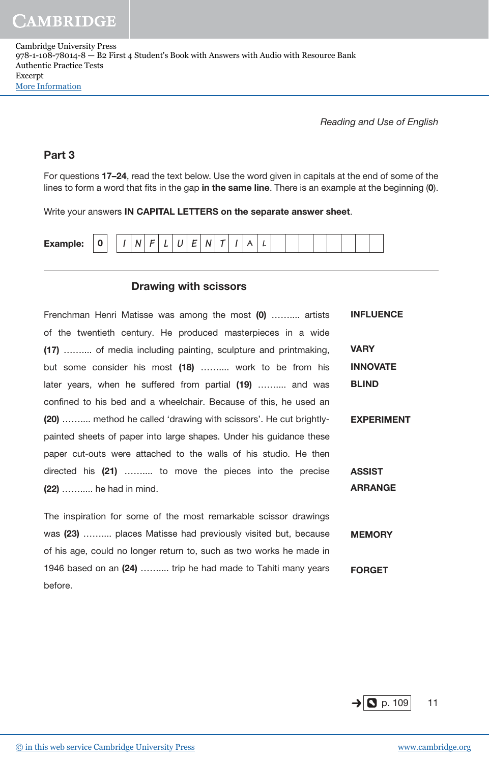Reading and Use of English

## Part 3

For questions **17–24**, read the text below. Use the word given in capitals at the end of some of the lines to form a word that fits in the gap **in the same line**. There is an example at the beginning (**0**).

Write your answers **IN CAPITAL LETTERS on the separate answer sheet**.

**Example:** | 0 | I N F L U E N T I A L |

---

### Drawing with scissors

| | |
|---|---|
| Frenchman Henri Matisse was among the most **(0)** ………. artists | **INFLUENCE** |
| of the twentieth century. He produced masterpieces in a wide | |
| **(17)** ………. of media including painting, sculpture and printmaking, | **VARY** |
| but some consider his most **(18)** ………. work to be from his | **INNOVATE** |
| later years, when he suffered from partial **(19)** ………. and was | **BLIND** |
| confined to his bed and a wheelchair. Because of this, he used an | |
| **(20)** ………. method he called 'drawing with scissors'. He cut brightly- | **EXPERIMENT** |
| painted sheets of paper into large shapes. Under his guidance these | |
| paper cut-outs were attached to the walls of his studio. He then | |
| directed his **(21)** ………. to move the pieces into the precise | **ASSIST** |
| **(22)** ………. he had in mind. | **ARRANGE** |
| | |
| The inspiration for some of the most remarkable scissor drawings | |
| was **(23)** ………. places Matisse had previously visited but, because | **MEMORY** |
| of his age, could no longer return to, such as two works he made in | |
| 1946 based on an **(24)** ………. trip he had made to Tahiti many years | **FORGET** |
| before. | |

→ p. 109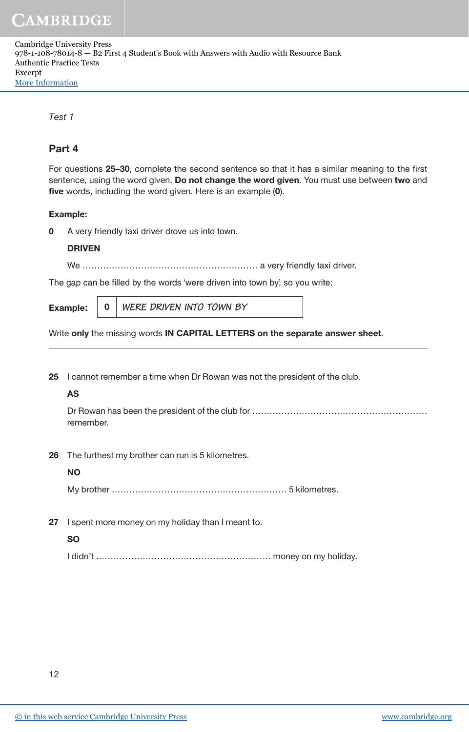*Test 1*

## Part 4

For questions **25–30**, complete the second sentence so that it has a similar meaning to the first sentence, using the word given. **Do not change the word given**. You must use between **two** and **five** words, including the word given. Here is an example (**0**).

**Example:**

**0** A very friendly taxi driver drove us into town.

**DRIVEN**

We ........................................................... a very friendly taxi driver.

The gap can be filled by the words 'were driven into town by', so you write:

| **Example:** | **0** | *WERE DRIVEN INTO TOWN BY* |
|---|---|---|

Write **only** the missing words **IN CAPITAL LETTERS on the separate answer sheet**.

---

**25** I cannot remember a time when Dr Rowan was not the president of the club.

**AS**

Dr Rowan has been the president of the club for ........................................................... remember.

**26** The furthest my brother can run is 5 kilometres.

**NO**

My brother ........................................................... 5 kilometres.

**27** I spent more money on my holiday than I meant to.

**SO**

I didn't ........................................................... money on my holiday.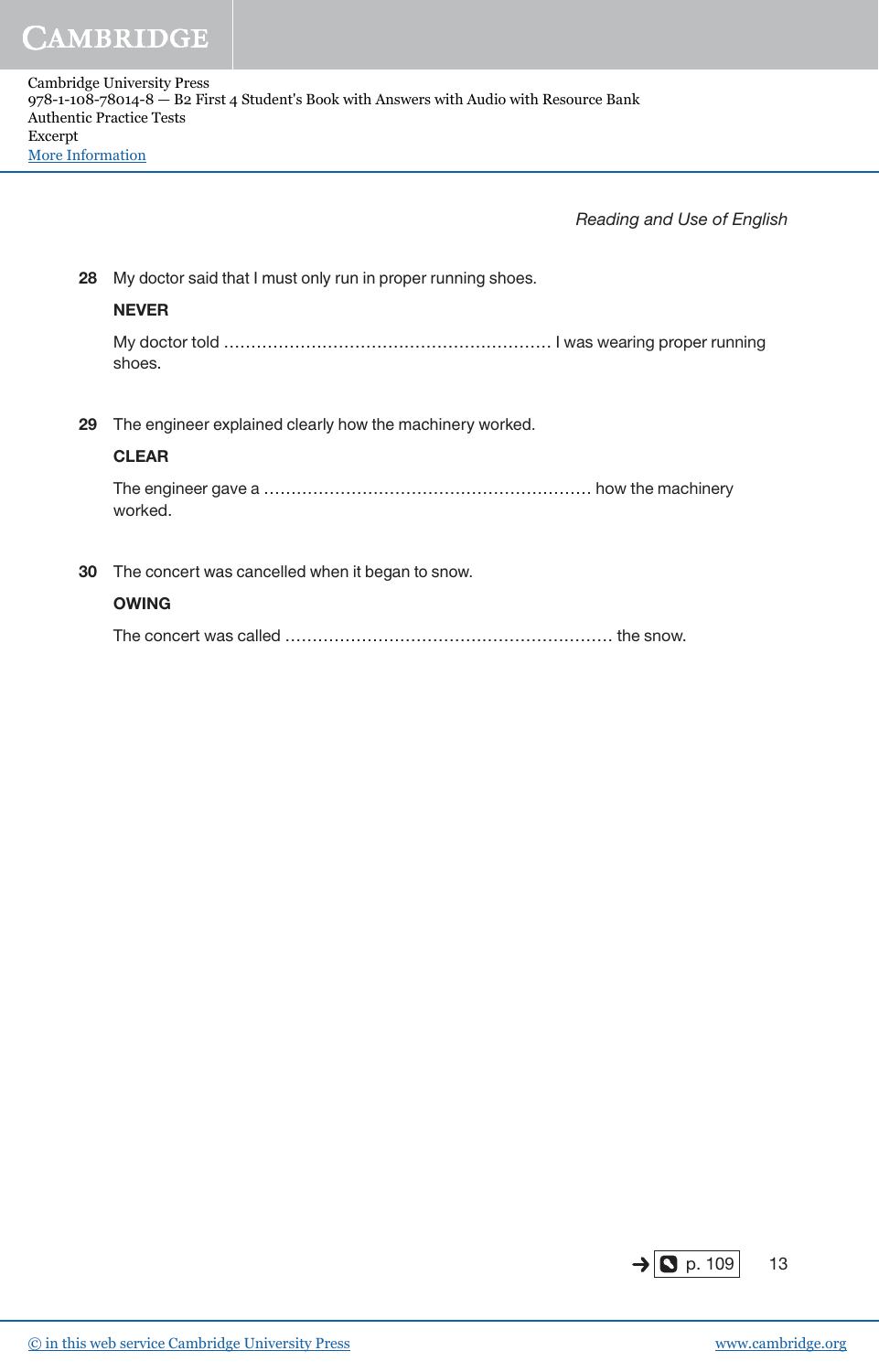**28** My doctor said that I must only run in proper running shoes.

**NEVER**

My doctor told ............................................................ I was wearing proper running shoes.

**29** The engineer explained clearly how the machinery worked.

**CLEAR**

The engineer gave a ............................................................ how the machinery worked.

**30** The concert was cancelled when it began to snow.

**OWING**

The concert was called ............................................................ the snow.

→ p. 109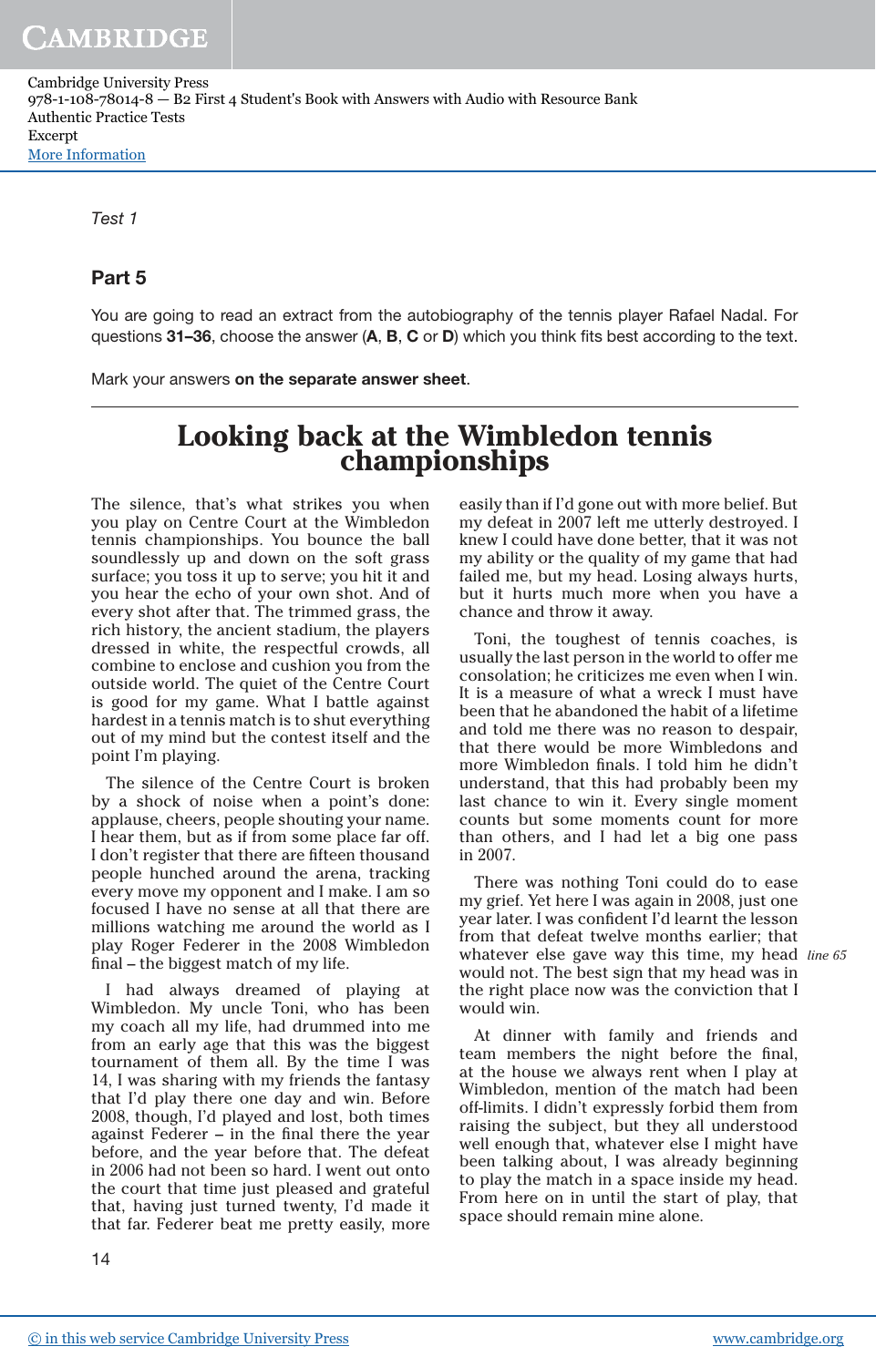Test 1

## Part 5

You are going to read an extract from the autobiography of the tennis player Rafael Nadal. For questions **31–36**, choose the answer (**A**, **B**, **C** or **D**) which you think fits best according to the text.

Mark your answers **on the separate answer sheet**.

# Looking back at the Wimbledon tennis championships

The silence, that's what strikes you when you play on Centre Court at the Wimbledon tennis championships. You bounce the ball soundlessly up and down on the soft grass surface; you toss it up to serve; you hit it and you hear the echo of your own shot. And of every shot after that. The trimmed grass, the rich history, the ancient stadium, the players dressed in white, the respectful crowds, all combine to enclose and cushion you from the outside world. The quiet of the Centre Court is good for my game. What I battle against hardest in a tennis match is to shut everything out of my mind but the contest itself and the point I'm playing.

The silence of the Centre Court is broken by a shock of noise when a point's done: applause, cheers, people shouting your name. I hear them, but as if from some place far off. I don't register that there are fifteen thousand people hunched around the arena, tracking every move my opponent and I make. I am so focused I have no sense at all that there are millions watching me around the world as I play Roger Federer in the 2008 Wimbledon final – the biggest match of my life.

I had always dreamed of playing at Wimbledon. My uncle Toni, who has been my coach all my life, had drummed into me from an early age that this was the biggest tournament of them all. By the time I was 14, I was sharing with my friends the fantasy that I'd play there one day and win. Before 2008, though, I'd played and lost, both times against Federer – in the final there the year before, and the year before that. The defeat in 2006 had not been so hard. I went out onto the court that time just pleased and grateful that, having just turned twenty, I'd made it that far. Federer beat me pretty easily, more easily than if I'd gone out with more belief. But my defeat in 2007 left me utterly destroyed. I knew I could have done better, that it was not my ability or the quality of my game that had failed me, but my head. Losing always hurts, but it hurts much more when you have a chance and throw it away.

Toni, the toughest of tennis coaches, is usually the last person in the world to offer me consolation; he criticizes me even when I win. It is a measure of what a wreck I must have been that he abandoned the habit of a lifetime and told me there was no reason to despair, that there would be more Wimbledons and more Wimbledon finals. I told him he didn't understand, that this had probably been my last chance to win it. Every single moment counts but some moments count for more than others, and I had let a big one pass in 2007.

There was nothing Toni could do to ease my grief. Yet here I was again in 2008, just one year later. I was confident I'd learnt the lesson from that defeat twelve months earlier; that whatever else gave way this time, my head would not. The best sign that my head was in the right place now was the conviction that I would win. *(line 65)*

At dinner with family and friends and team members the night before the final, at the house we always rent when I play at Wimbledon, mention of the match had been off-limits. I didn't expressly forbid them from raising the subject, but they all understood well enough that, whatever else I might have been talking about, I was already beginning to play the match in a space inside my head. From here on in until the start of play, that space should remain mine alone.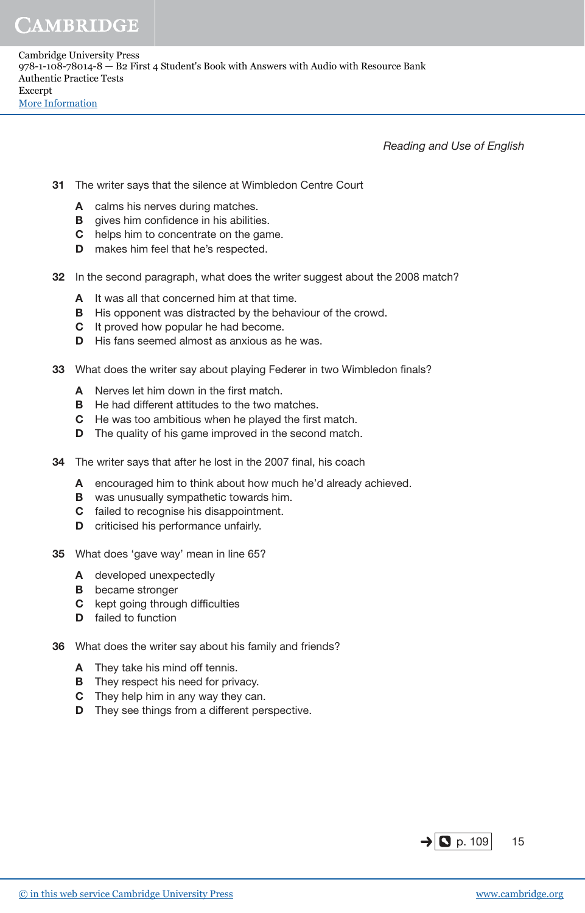**31** The writer says that the silence at Wimbledon Centre Court

- **A** calms his nerves during matches.
- **B** gives him confidence in his abilities.
- **C** helps him to concentrate on the game.
- **D** makes him feel that he's respected.

**32** In the second paragraph, what does the writer suggest about the 2008 match?

- **A** It was all that concerned him at that time.
- **B** His opponent was distracted by the behaviour of the crowd.
- **C** It proved how popular he had become.
- **D** His fans seemed almost as anxious as he was.

**33** What does the writer say about playing Federer in two Wimbledon finals?

- **A** Nerves let him down in the first match.
- **B** He had different attitudes to the two matches.
- **C** He was too ambitious when he played the first match.
- **D** The quality of his game improved in the second match.

**34** The writer says that after he lost in the 2007 final, his coach

- **A** encouraged him to think about how much he'd already achieved.
- **B** was unusually sympathetic towards him.
- **C** failed to recognise his disappointment.
- **D** criticised his performance unfairly.

**35** What does 'gave way' mean in line 65?

- **A** developed unexpectedly
- **B** became stronger
- **C** kept going through difficulties
- **D** failed to function

**36** What does the writer say about his family and friends?

- **A** They take his mind off tennis.
- **B** They respect his need for privacy.
- **C** They help him in any way they can.
- **D** They see things from a different perspective.

→ p. 109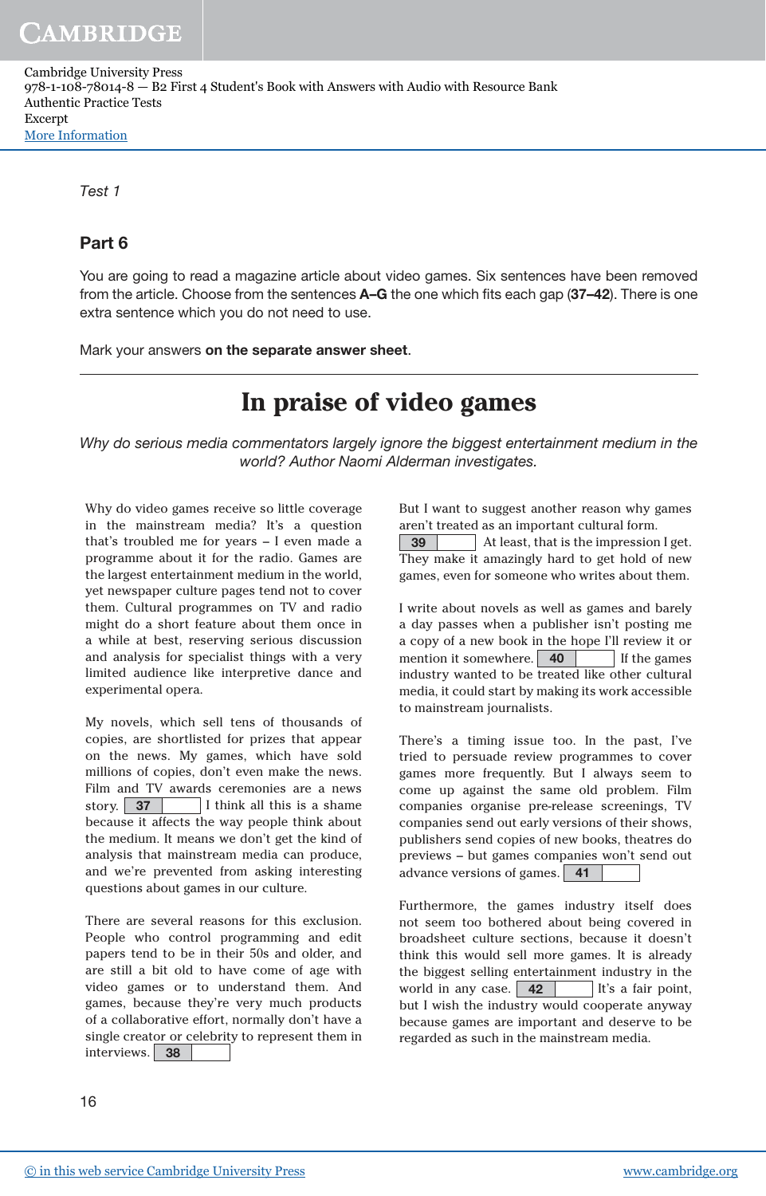Test 1

## Part 6

You are going to read a magazine article about video games. Six sentences have been removed from the article. Choose from the sentences **A–G** the one which fits each gap (**37–42**). There is one extra sentence which you do not need to use.

Mark your answers **on the separate answer sheet**.

# In praise of video games

*Why do serious media commentators largely ignore the biggest entertainment medium in the world? Author Naomi Alderman investigates.*

Why do video games receive so little coverage in the mainstream media? It's a question that's troubled me for years – I even made a programme about it for the radio. Games are the largest entertainment medium in the world, yet newspaper culture pages tend not to cover them. Cultural programmes on TV and radio might do a short feature about them once in a while at best, reserving serious discussion and analysis for specialist things with a very limited audience like interpretive dance and experimental opera.

My novels, which sell tens of thousands of copies, are shortlisted for prizes that appear on the news. My games, which have sold millions of copies, don't even make the news. Film and TV awards ceremonies are a news story. **37** ______ I think all this is a shame because it affects the way people think about the medium. It means we don't get the kind of analysis that mainstream media can produce, and we're prevented from asking interesting questions about games in our culture.

There are several reasons for this exclusion. People who control programming and edit papers tend to be in their 50s and older, and are still a bit old to have come of age with video games or to understand them. And games, because they're very much products of a collaborative effort, normally don't have a single creator or celebrity to represent them in interviews. **38** ______

But I want to suggest another reason why games aren't treated as an important cultural form. **39** ______ At least, that is the impression I get. They make it amazingly hard to get hold of new games, even for someone who writes about them.

I write about novels as well as games and barely a day passes when a publisher isn't posting me a copy of a new book in the hope I'll review it or mention it somewhere. **40** ______ If the games industry wanted to be treated like other cultural media, it could start by making its work accessible to mainstream journalists.

There's a timing issue too. In the past, I've tried to persuade review programmes to cover games more frequently. But I always seem to come up against the same old problem. Film companies organise pre-release screenings, TV companies send out early versions of their shows, publishers send copies of new books, theatres do previews – but games companies won't send out advance versions of games. **41** ______

Furthermore, the games industry itself does not seem too bothered about being covered in broadsheet culture sections, because it doesn't think this would sell more games. It is already the biggest selling entertainment industry in the world in any case. **42** ______ It's a fair point, but I wish the industry would cooperate anyway because games are important and deserve to be regarded as such in the mainstream media.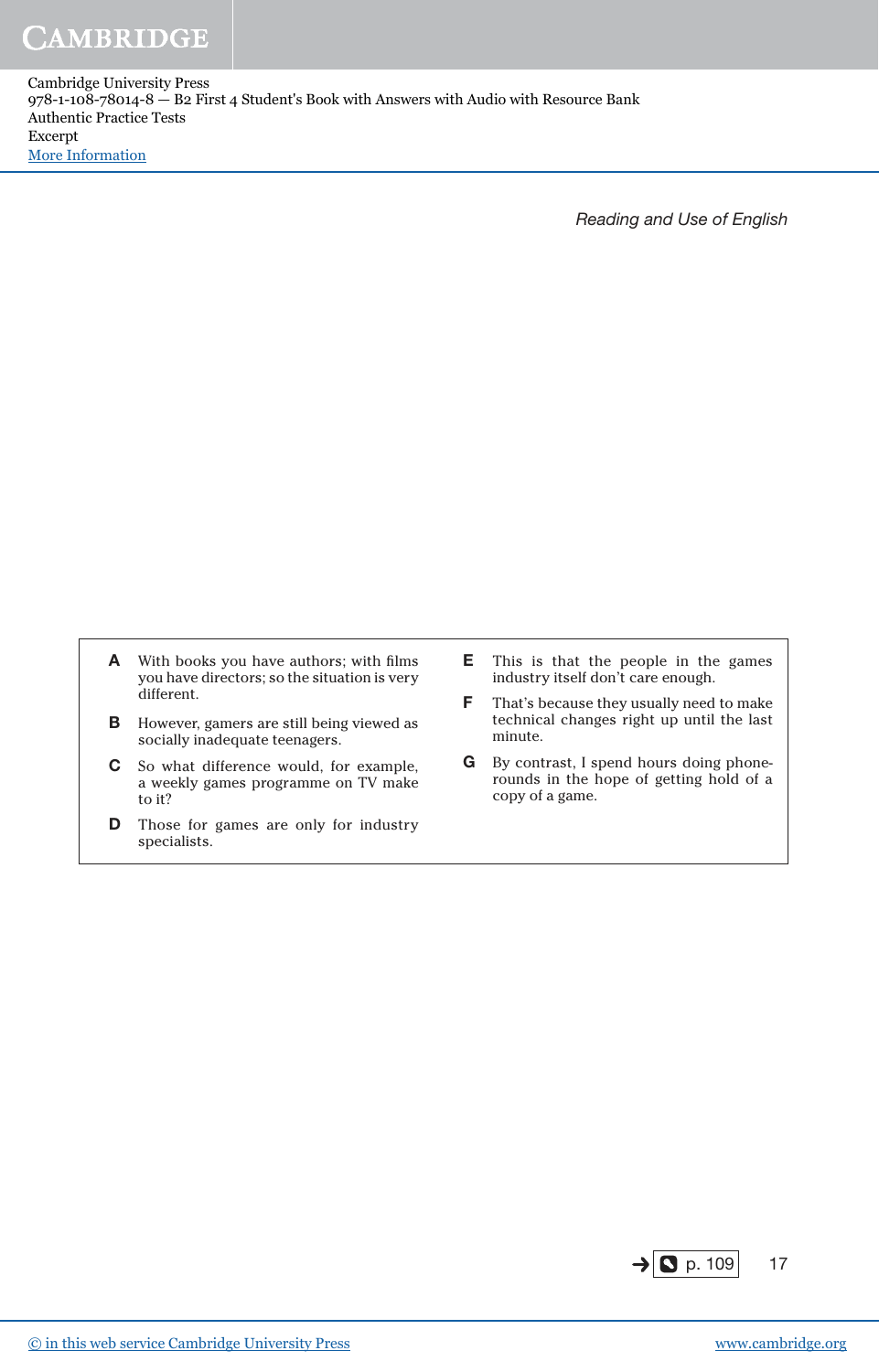**A** With books you have authors; with films you have directors; so the situation is very different.

**B** However, gamers are still being viewed as socially inadequate teenagers.

**C** So what difference would, for example, a weekly games programme on TV make to it?

**D** Those for games are only for industry specialists.

**E** This is that the people in the games industry itself don't care enough.

**F** That's because they usually need to make technical changes right up until the last minute.

**G** By contrast, I spend hours doing phone-rounds in the hope of getting hold of a copy of a game.

→ p. 109